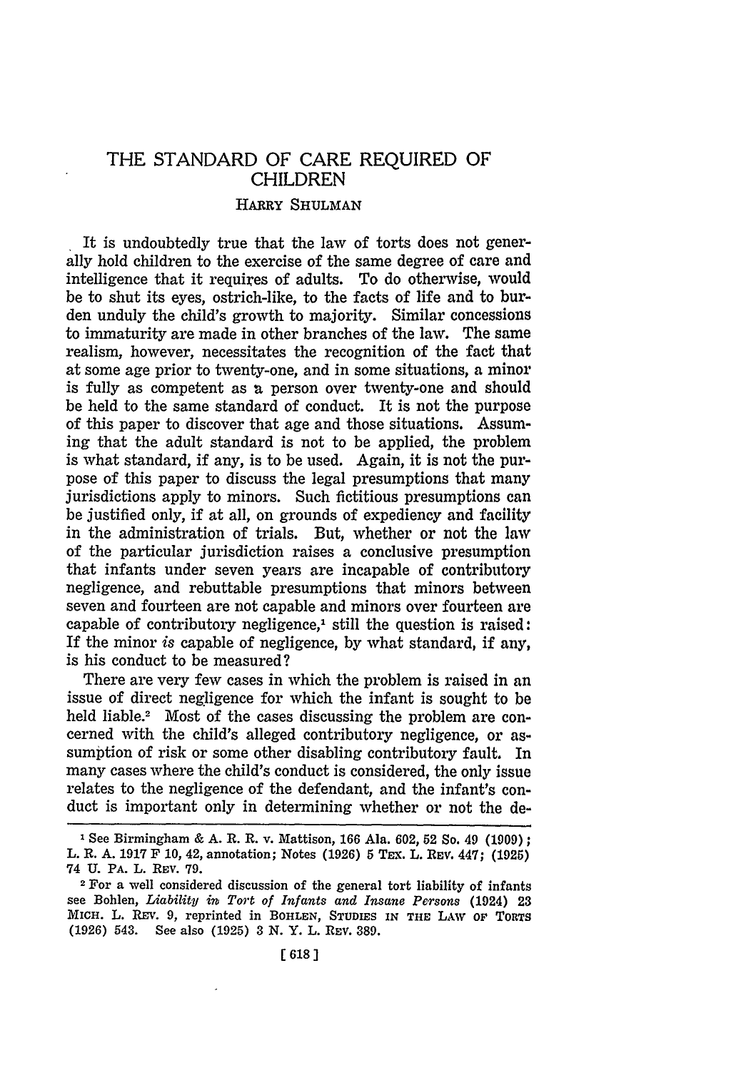# THE STANDARD OF CARE REQUIRED OF CHILDREN

HARRY SHULMAN

It is undoubtedly true that the law of torts does not generally hold children to the exercise of the same degree of care and intelligence that it requires of adults. To do otherwise, would be to shut its eyes, ostrich-like, to the facts of life and to burden unduly the child's growth to majority. Similar concessions to immaturity are made in other branches of the law. The same realism, however, necessitates the recognition of the fact that at some age prior to twenty-one, and in some situations, a minor is fully as competent as a person over twenty-one and should be held to the same standard of conduct. It is not the purpose of this paper to discover that age and those situations. Assuming that the adult standard is not to be applied, the problem is what standard, if any, is to be used. Again, it is not the purpose of this paper to discuss the legal presumptions that many jurisdictions apply to minors. Such fictitious presumptions can be justified only, if at all, on grounds of expediency and facility in the administration of trials. But, whether or not the law of the particular jurisdiction raises a conclusive presumption that infants under seven years are incapable of contributory negligence, and rebuttable presumptions that minors between seven and fourteen are not capable and minors over fourteen are capable of contributory negligence,[1] still the question is raised: If the minor *is* capable of negligence, by what standard, if any, is his conduct to be measured?

There are very few cases in which the problem is raised in an issue of direct negligence for which the infant is sought to be held liable.[2] Most of the cases discussing the problem are concerned with the child's alleged contributory negligence, or assumption of risk or some other disabling contributory fault. In many cases where the child's conduct is considered, the only issue relates to the negligence of the defendant, and the infant's conduct is important only in determining whether or not the de-

---

[1] See Birmingham & A. R. R. v. Mattison, 166 Ala. 602, 52 So. 49 (1909); L. R. A. 1917 F 10, 42, annotation; Notes (1926) 5 TEX. L. REV. 447; (1925) 74 U. PA. L. REV. 79.

[2] For a well considered discussion of the general tort liability of infants see Bohlen, *Liability in Tort of Infants and Insane Persons* (1924) 23 MICH. L. REV. 9, reprinted in BOHLEN, STUDIES IN THE LAW OF TORTS (1926) 543. See also (1925) 3 N. Y. L. REV. 389.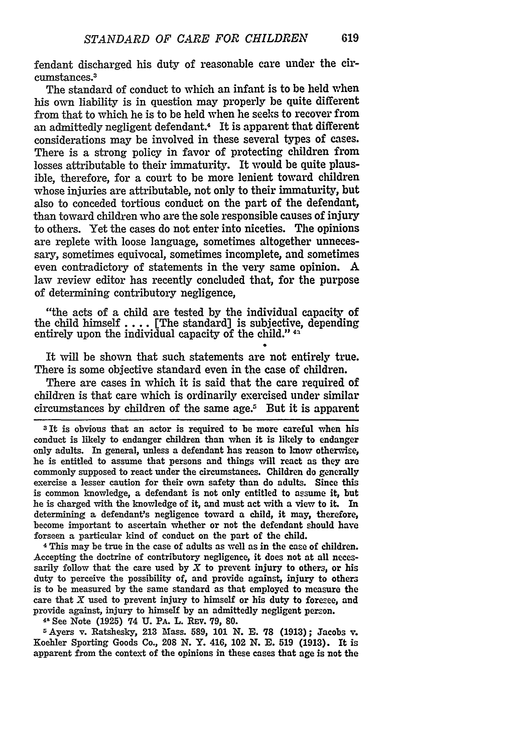fendant discharged his duty of reasonable care under the circumstances.[3]

The standard of conduct to which an infant is to be held when his own liability is in question may properly be quite different from that to which he is to be held when he seeks to recover from an admittedly negligent defendant.[4] It is apparent that different considerations may be involved in these several types of cases. There is a strong policy in favor of protecting children from losses attributable to their immaturity. It would be quite plausible, therefore, for a court to be more lenient toward children whose injuries are attributable, not only to their immaturity, but also to conceded tortious conduct on the part of the defendant, than toward children who are the sole responsible causes of injury to others. Yet the cases do not enter into niceties. The opinions are replete with loose language, sometimes altogether unnecessary, sometimes equivocal, sometimes incomplete, and sometimes even contradictory of statements in the very same opinion. A law review editor has recently concluded that, for the purpose of determining contributory negligence,

> "the acts of a child are tested by the individual capacity of the child himself . . . . [The standard] is subjective, depending entirely upon the individual capacity of the child." [4a]

It will be shown that such statements are not entirely true. There is some objective standard even in the case of children.

There are cases in which it is said that the care required of children is that care which is ordinarily exercised under similar circumstances by children of the same age.[5] But it is apparent

---

[3] It is obvious that an actor is required to be more careful when his conduct is likely to endanger children than when it is likely to endanger only adults. In general, unless a defendant has reason to know otherwise, he is entitled to assume that persons and things will react as they are commonly supposed to react under the circumstances. Children do generally exercise a lesser caution for their own safety than do adults. Since this is common knowledge, a defendant is not only entitled to assume it, but he is charged with the knowledge of it, and must act with a view to it. In determining a defendant's negligence toward a child, it may, therefore, become important to ascertain whether or not the defendant should have forseen a particular kind of conduct on the part of the child.

[4] This may be true in the case of adults as well as in the case of children. Accepting the doctrine of contributory negligence, it does not at all necessarily follow that the care used by *X* to prevent injury to others, or his duty to perceive the possibility of, and provide against, injury to others is to be measured by the same standard as that employed to measure the care that *X* used to prevent injury to himself or his duty to foresee, and provide against, injury to himself by an admittedly negligent person.

[4a] See Note (1925) 74 U. PA. L. REV. 79, 80.

[5] Ayers v. Ratshesky, 213 Mass. 589, 101 N. E. 78 (1913); Jacobs v. Koehler Sporting Goods Co., 208 N. Y. 416, 102 N. E. 519 (1913). It is apparent from the context of the opinions in these cases that age is not the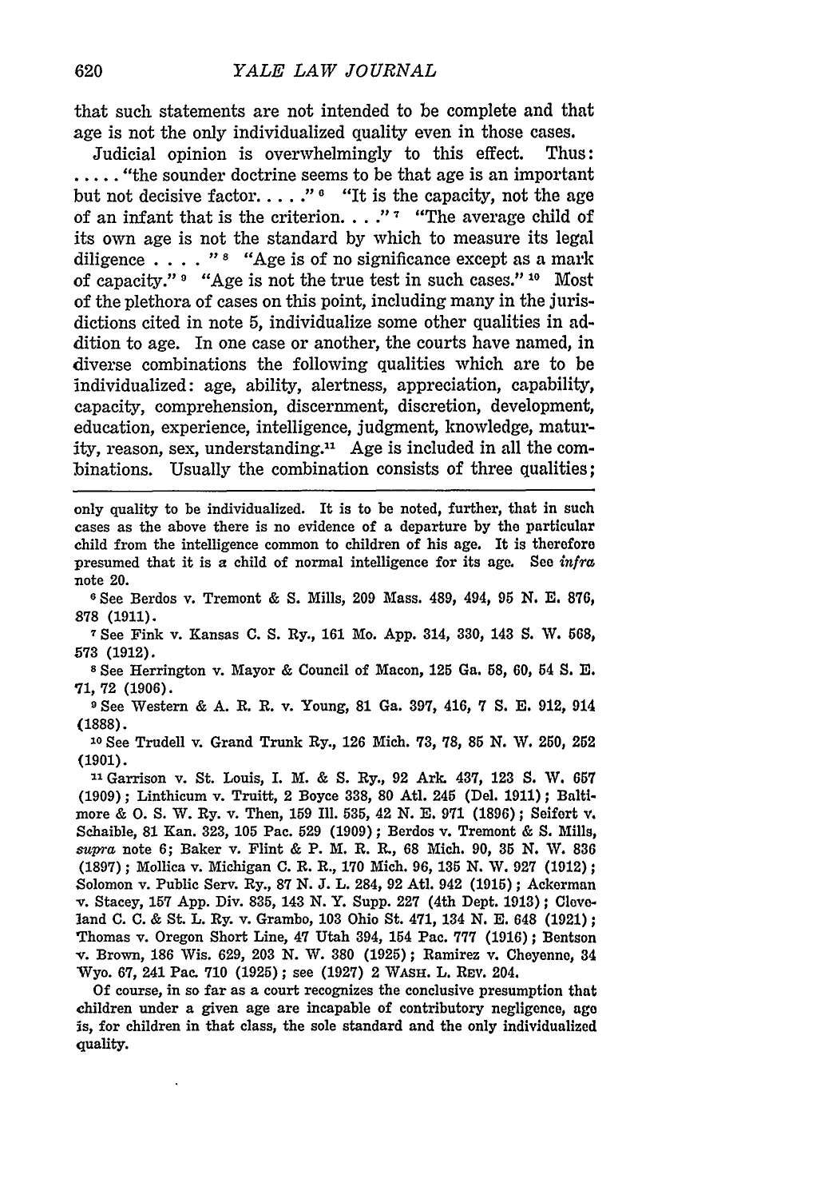that such statements are not intended to be complete and that age is not the only individualized quality even in those cases.

Judicial opinion is overwhelmingly to this effect. Thus: ..... "the sounder doctrine seems to be that age is an important but not decisive factor. . . . ."[6] "It is the capacity, not the age of an infant that is the criterion. . . ."[7] "The average child of its own age is not the standard by which to measure its legal diligence . . . . "[8] "Age is of no significance except as a mark of capacity."[9] "Age is not the true test in such cases."[10] Most of the plethora of cases on this point, including many in the jurisdictions cited in note 5, individualize some other qualities in addition to age. In one case or another, the courts have named, in diverse combinations the following qualities which are to be individualized: age, ability, alertness, appreciation, capability, capacity, comprehension, discernment, discretion, development, education, experience, intelligence, judgment, knowledge, maturity, reason, sex, understanding.[11] Age is included in all the combinations. Usually the combination consists of three qualities;

---

only quality to be individualized. It is to be noted, further, that in such cases as the above there is no evidence of a departure by the particular child from the intelligence common to children of his age. It is therefore presumed that it is a child of normal intelligence for its age. See *infra* note 20.

[6] See Berdos v. Tremont & S. Mills, 209 Mass. 489, 494, 95 N. E. 876, 878 (1911).

[7] See Fink v. Kansas C. S. Ry., 161 Mo. App. 314, 330, 143 S. W. 568, 573 (1912).

[8] See Herrington v. Mayor & Council of Macon, 125 Ga. 58, 60, 54 S. E. 71, 72 (1906).

[9] See Western & A. R. R. v. Young, 81 Ga. 397, 416, 7 S. E. 912, 914 (1888).

[10] See Trudell v. Grand Trunk Ry., 126 Mich. 73, 78, 85 N. W. 250, 252 (1901).

[11] Garrison v. St. Louis, I. M. & S. Ry., 92 Ark. 437, 123 S. W. 657 (1909); Linthicum v. Truitt, 2 Boyce 338, 80 Atl. 245 (Del. 1911); Baltimore & O. S. W. Ry. v. Then, 159 Ill. 535, 42 N. E. 971 (1896); Seifert v. Schaible, 81 Kan. 323, 105 Pac. 529 (1909); Berdos v. Tremont & S. Mills, *supra* note 6; Baker v. Flint & P. M. R. R., 68 Mich. 90, 35 N. W. 836 (1897); Mollica v. Michigan C. R. R., 170 Mich. 96, 135 N. W. 927 (1912); Solomon v. Public Serv. Ry., 87 N. J. L. 284, 92 Atl. 942 (1915); Ackerman v. Stacey, 157 App. Div. 835, 143 N. Y. Supp. 227 (4th Dept. 1913); Cleveland C. C. & St. L. Ry. v. Grambo, 103 Ohio St. 471, 134 N. E. 648 (1921); Thomas v. Oregon Short Line, 47 Utah 394, 154 Pac. 777 (1916); Bentson v. Brown, 186 Wis. 629, 203 N. W. 380 (1925); Ramirez v. Cheyenne, 34 Wyo. 67, 241 Pac. 710 (1925); see (1927) 2 WASH. L. REV. 204.

Of course, in so far as a court recognizes the conclusive presumption that children under a given age are incapable of contributory negligence, age is, for children in that class, the sole standard and the only individualized quality.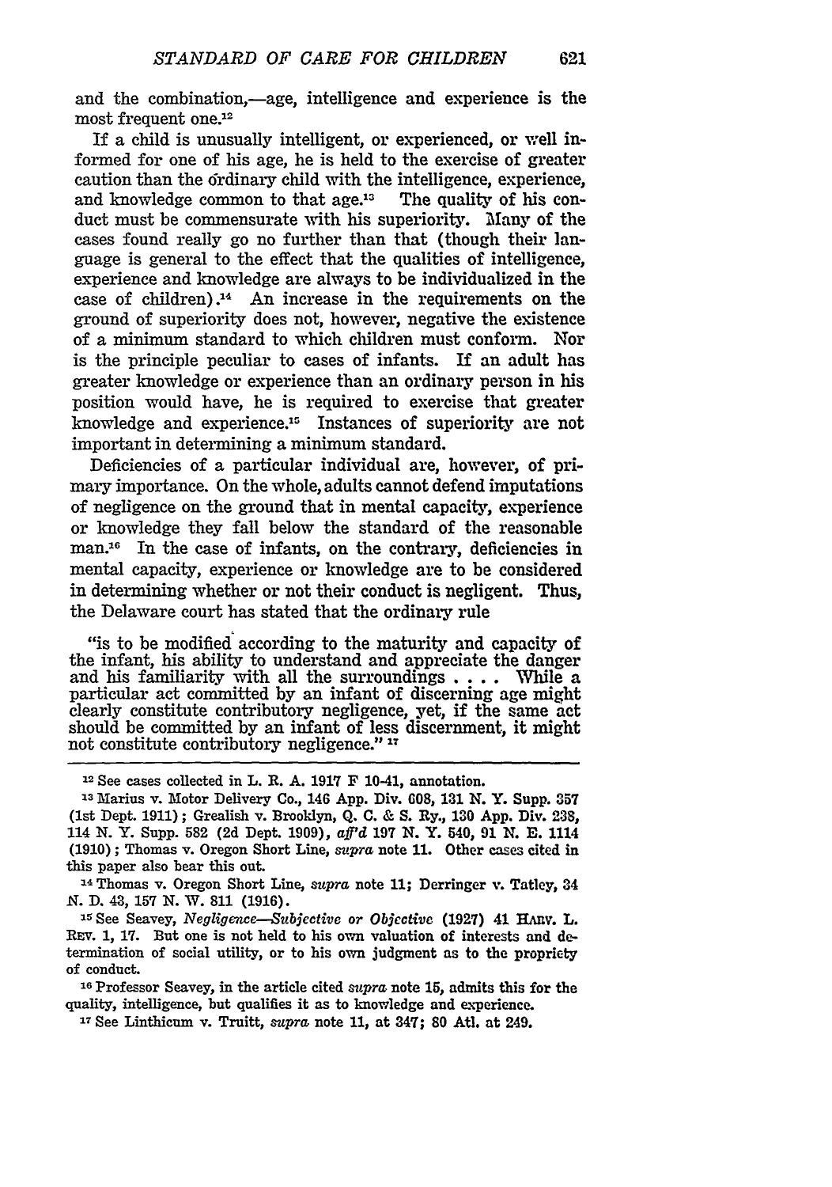and the combination,—age, intelligence and experience is the most frequent one.[12]

If a child is unusually intelligent, or experienced, or well informed for one of his age, he is held to the exercise of greater caution than the ordinary child with the intelligence, experience, and knowledge common to that age.[13] The quality of his conduct must be commensurate with his superiority. Many of the cases found really go no further than that (though their language is general to the effect that the qualities of intelligence, experience and knowledge are always to be individualized in the case of children).[14] An increase in the requirements on the ground of superiority does not, however, negative the existence of a minimum standard to which children must conform. Nor is the principle peculiar to cases of infants. If an adult has greater knowledge or experience than an ordinary person in his position would have, he is required to exercise that greater knowledge and experience.[15] Instances of superiority are not important in determining a minimum standard.

Deficiencies of a particular individual are, however, of primary importance. On the whole, adults cannot defend imputations of negligence on the ground that in mental capacity, experience or knowledge they fall below the standard of the reasonable man.[16] In the case of infants, on the contrary, deficiencies in mental capacity, experience or knowledge are to be considered in determining whether or not their conduct is negligent. Thus, the Delaware court has stated that the ordinary rule

> "is to be modified according to the maturity and capacity of the infant, his ability to understand and appreciate the danger and his familiarity with all the surroundings . . . . While a particular act committed by an infant of discerning age might clearly constitute contributory negligence, yet, if the same act should be committed by an infant of less discernment, it might not constitute contributory negligence." [17]

---

[12] See cases collected in L. R. A. 1917 F 10-41, annotation.

[13] Marius v. Motor Delivery Co., 146 App. Div. 608, 131 N. Y. Supp. 357 (1st Dept. 1911); Grealish v. Brooklyn, Q. C. & S. Ry., 130 App. Div. 238, 114 N. Y. Supp. 582 (2d Dept. 1909), *aff'd* 197 N. Y. 540, 91 N. E. 1114 (1910); Thomas v. Oregon Short Line, *supra* note 11. Other cases cited in this paper also bear this out.

[14] Thomas v. Oregon Short Line, *supra* note 11; Derringer v. Tatley, 34 N. D. 43, 157 N. W. 811 (1916).

[15] See Seavey, *Negligence—Subjective or Objective* (1927) 41 HARV. L. REV. 1, 17. But one is not held to his own valuation of interests and determination of social utility, or to his own judgment as to the propriety of conduct.

[16] Professor Seavey, in the article cited *supra* note 15, admits this for the quality, intelligence, but qualifies it as to knowledge and experience.

[17] See Linthicum v. Truitt, *supra* note 11, at 347; 80 Atl. at 249.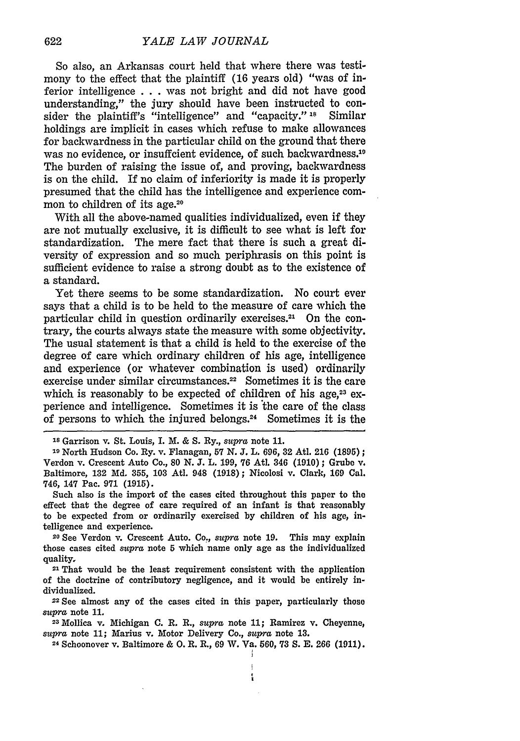So also, an Arkansas court held that where there was testimony to the effect that the plaintiff (16 years old) "was of inferior intelligence . . . was not bright and did not have good understanding," the jury should have been instructed to consider the plaintiff's "intelligence" and "capacity."[18] Similar holdings are implicit in cases which refuse to make allowances for backwardness in the particular child on the ground that there was no evidence, or insuffcient evidence, of such backwardness.[19] The burden of raising the issue of, and proving, backwardness is on the child. If no claim of inferiority is made it is properly presumed that the child has the intelligence and experience common to children of its age.[20]

With all the above-named qualities individualized, even if they are not mutually exclusive, it is difficult to see what is left for standardization. The mere fact that there is such a great diversity of expression and so much periphrasis on this point is sufficient evidence to raise a strong doubt as to the existence of a standard.

Yet there seems to be some standardization. No court ever says that a child is to be held to the measure of care which the particular child in question ordinarily exercises.[21] On the contrary, the courts always state the measure with some objectivity. The usual statement is that a child is held to the exercise of the degree of care which ordinary children of his age, intelligence and experience (or whatever combination is used) ordinarily exercise under similar circumstances.[22] Sometimes it is the care which is reasonably to be expected of children of his age,[23] experience and intelligence. Sometimes it is the care of the class of persons to which the injured belongs.[24] Sometimes it is the

---

[18] Garrison v. St. Louis, I. M. & S. Ry., *supra* note 11.

[19] North Hudson Co. Ry. v. Flanagan, 57 N. J. L. 696, 32 Atl. 216 (1895); Verdon v. Crescent Auto Co., 80 N. J. L. 199, 76 Atl. 346 (1910); Grube v. Baltimore, 132 Md. 355, 103 Atl. 948 (1918); Nicolosi v. Clark, 169 Cal. 746, 147 Pac. 971 (1915).

Such also is the import of the cases cited throughout this paper to the effect that the degree of care required of an infant is that reasonably to be expected from or ordinarily exercised by children of his age, intelligence and experience.

[20] See Verdon v. Crescent Auto. Co., *supra* note 19. This may explain those cases cited *supra* note 5 which name only age as the individualized quality.

[21] That would be the least requirement consistent with the application of the doctrine of contributory negligence, and it would be entirely individualized.

[22] See almost any of the cases cited in this paper, particularly those *supra* note 11.

[23] Mollica v. Michigan C. R. R., *supra* note 11; Ramirez v. Cheyenne, *supra* note 11; Marius v. Motor Delivery Co., *supra* note 13.

[24] Schoonover v. Baltimore & O. R. R., 69 W. Va. 560, 73 S. E. 266 (1911).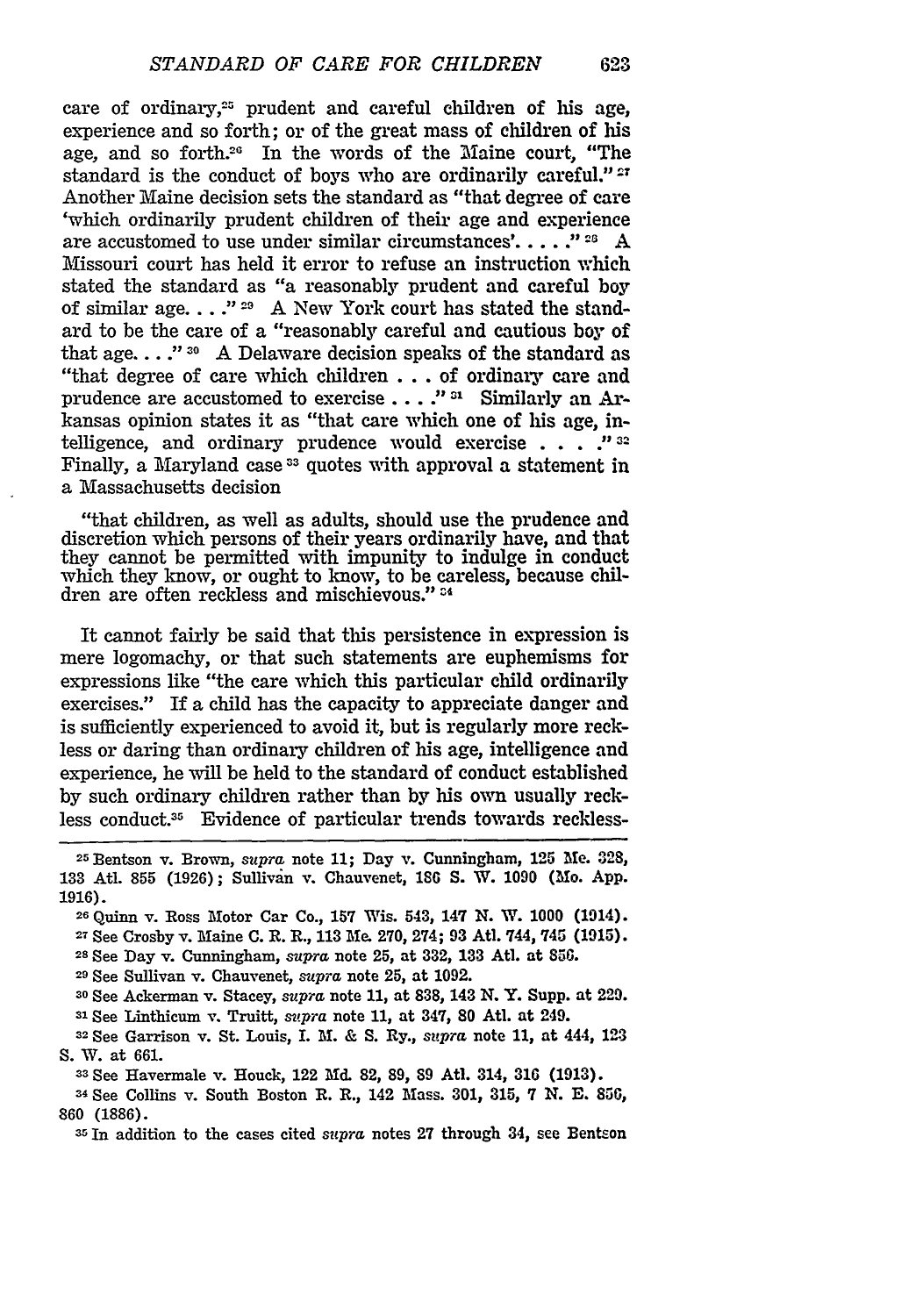care of ordinary,[25] prudent and careful children of his age, experience and so forth; or of the great mass of children of his age, and so forth.[26] In the words of the Maine court, "The standard is the conduct of boys who are ordinarily careful."[27] Another Maine decision sets the standard as "that degree of care 'which ordinarily prudent children of their age and experience are accustomed to use under similar circumstances'. . . ."[28] A Missouri court has held it error to refuse an instruction which stated the standard as "a reasonably prudent and careful boy of similar age. . . ."[29] A New York court has stated the standard to be the care of a "reasonably careful and cautious boy of that age. . . ."[30] A Delaware decision speaks of the standard as "that degree of care which children . . . of ordinary care and prudence are accustomed to exercise . . . ."[31] Similarly an Arkansas opinion states it as "that care which one of his age, intelligence, and ordinary prudence would exercise . . . ."[32] Finally, a Maryland case[33] quotes with approval a statement in a Massachusetts decision

> "that children, as well as adults, should use the prudence and discretion which persons of their years ordinarily have, and that they cannot be permitted with impunity to indulge in conduct which they know, or ought to know, to be careless, because children are often reckless and mischievous."[34]

It cannot fairly be said that this persistence in expression is mere logomachy, or that such statements are euphemisms for expressions like "the care which this particular child ordinarily exercises." If a child has the capacity to appreciate danger and is sufficiently experienced to avoid it, but is regularly more reckless or daring than ordinary children of his age, intelligence and experience, he will be held to the standard of conduct established by such ordinary children rather than by his own usually reckless conduct.[35] Evidence of particular trends towards reckless-

---

[25] Bentson v. Brown, *supra* note 11; Day v. Cunningham, 125 Me. 328, 133 Atl. 855 (1926); Sullivan v. Chauvenet, 186 S. W. 1090 (Mo. App. 1916).

[26] Quinn v. Ross Motor Car Co., 157 Wis. 543, 147 N. W. 1000 (1914).

[27] See Crosby v. Maine C. R. R., 113 Me. 270, 274; 93 Atl. 744, 745 (1915).

[28] See Day v. Cunningham, *supra* note 25, at 332, 133 Atl. at 856.

[29] See Sullivan v. Chauvenet, *supra* note 25, at 1092.

[30] See Ackerman v. Stacey, *supra* note 11, at 838, 143 N. Y. Supp. at 229.

[31] See Linthicum v. Truitt, *supra* note 11, at 347, 80 Atl. at 249.

[32] See Garrison v. St. Louis, I. M. & S. Ry., *supra* note 11, at 444, 123 S. W. at 661.

[33] See Havermale v. Houck, 122 Md. 82, 89, 89 Atl. 314, 316 (1913).

[34] See Collins v. South Boston R. R., 142 Mass. 301, 315, 7 N. E. 856, 860 (1886).

[35] In addition to the cases cited *supra* notes 27 through 34, see Bentson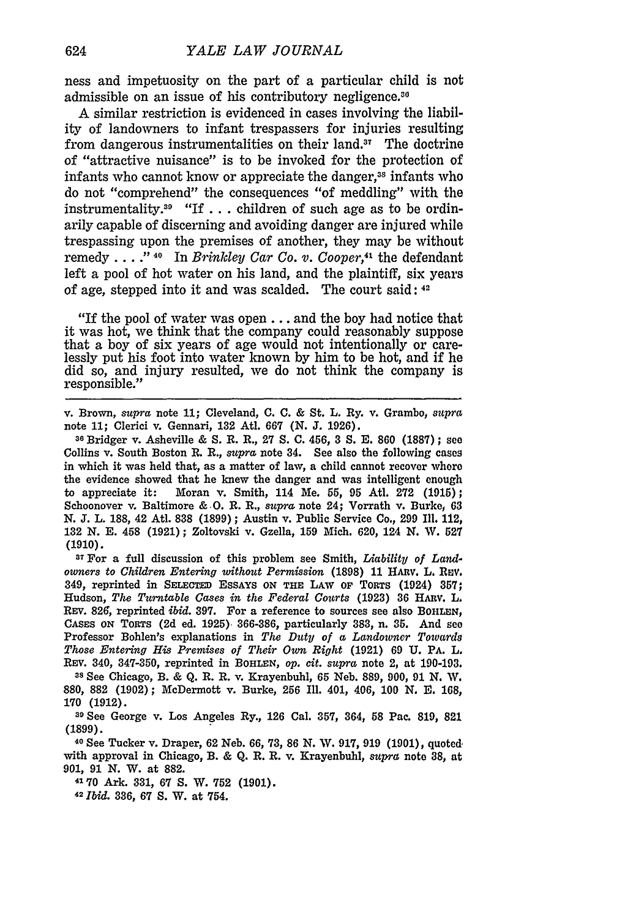ness and impetuosity on the part of a particular child is not admissible on an issue of his contributory negligence.[36]

A similar restriction is evidenced in cases involving the liability of landowners to infant trespassers for injuries resulting from dangerous instrumentalities on their land.[37] The doctrine of "attractive nuisance" is to be invoked for the protection of infants who cannot know or appreciate the danger,[38] infants who do not "comprehend" the consequences "of meddling" with the instrumentality.[39] "If . . . children of such age as to be ordinarily capable of discerning and avoiding danger are injured while trespassing upon the premises of another, they may be without remedy . . . ." [40] In *Brinkley Car Co. v. Cooper*,[41] the defendant left a pool of hot water on his land, and the plaintiff, six years of age, stepped into it and was scalded. The court said: [42]

> "If the pool of water was open . . . and the boy had notice that it was hot, we think that the company could reasonably suppose that a boy of six years of age would not intentionally or carelessly put his foot into water known by him to be hot, and if he did so, and injury resulted, we do not think the company is responsible."

---

v. Brown, *supra* note 11; Cleveland, C. C. & St. L. Ry. v. Grambo, *supra* note 11; Clerici v. Gennari, 132 Atl. 667 (N. J. 1926).

[36] Bridger v. Asheville & S. R. R., 27 S. C. 456, 3 S. E. 860 (1887); see Collins v. South Boston R. R., *supra* note 34. See also the following cases in which it was held that, as a matter of law, a child cannot recover where the evidence showed that he knew the danger and was intelligent enough to appreciate it: Moran v. Smith, 114 Me. 55, 95 Atl. 272 (1915); Schoonover v. Baltimore & O. R. R., *supra* note 24; Vorrath v. Burke, 63 N. J. L. 188, 42 Atl. 838 (1899); Austin v. Public Service Co., 299 Ill. 112, 132 N. E. 458 (1921); Zoltovski v. Gzella, 159 Mich. 620, 124 N. W. 527 (1910).

[37] For a full discussion of this problem see Smith, *Liability of Landowners to Children Entering without Permission* (1898) 11 HARV. L. REV. 349, reprinted in SELECTED ESSAYS ON THE LAW OF TORTS (1924) 357; Hudson, *The Turntable Cases in the Federal Courts* (1923) 36 HARV. L. REV. 826, reprinted *ibid.* 397. For a reference to sources see also BOHLEN, CASES ON TORTS (2d ed. 1925) 366-386, particularly 383, n. 35. And see Professor Bohlen's explanations in *The Duty of a Landowner Towards Those Entering His Premises of Their Own Right* (1921) 69 U. PA. L. REV. 340, 347-350, reprinted in BOHLEN, *op. cit. supra* note 2, at 190-193.

[38] See Chicago, B. & Q. R. R. v. Krayenbuhl, 65 Neb. 889, 900, 91 N. W. 880, 882 (1902); McDermott v. Burke, 256 Ill. 401, 406, 100 N. E. 168, 170 (1912).

[39] See George v. Los Angeles Ry., 126 Cal. 357, 364, 58 Pac. 819, 821 (1899).

[40] See Tucker v. Draper, 62 Neb. 66, 73, 86 N. W. 917, 919 (1901), quoted with approval in Chicago, B. & Q. R. R. v. Krayenbuhl, *supra* note 38, at 901, 91 N. W. at 882.

[41] 70 Ark. 331, 67 S. W. 752 (1901).

[42] *Ibid.* 336, 67 S. W. at 754.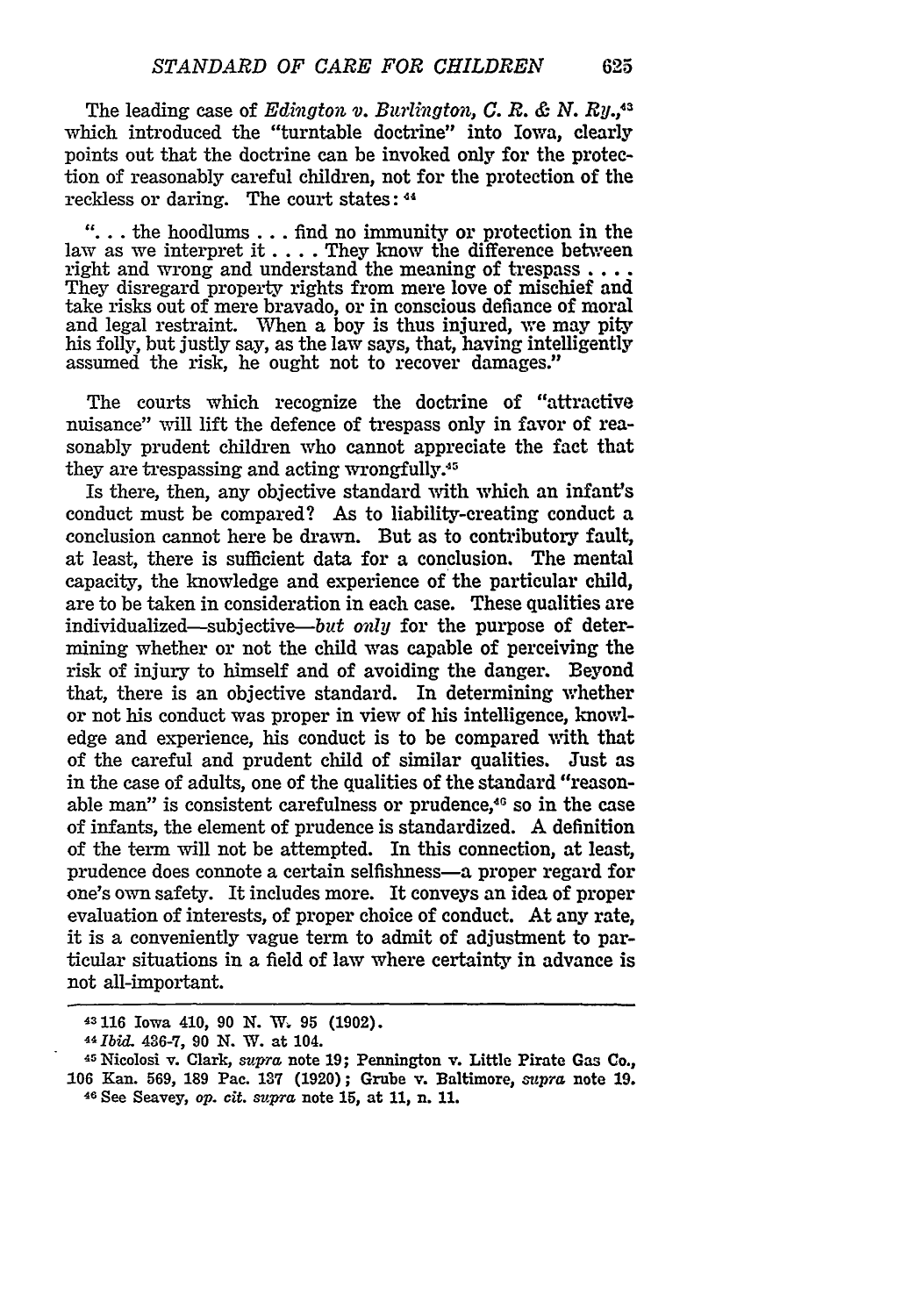The leading case of *Edington v. Burlington, C. R. & N. Ry.*,[43] which introduced the "turntable doctrine" into Iowa, clearly points out that the doctrine can be invoked only for the protection of reasonably careful children, not for the protection of the reckless or daring. The court states:[44]

> ". . . the hoodlums . . . find no immunity or protection in the law as we interpret it . . . . They know the difference between right and wrong and understand the meaning of trespass . . . . They disregard property rights from mere love of mischief and take risks out of mere bravado, or in conscious defiance of moral and legal restraint. When a boy is thus injured, we may pity his folly, but justly say, as the law says, that, having intelligently assumed the risk, he ought not to recover damages."

The courts which recognize the doctrine of "attractive nuisance" will lift the defence of trespass only in favor of reasonably prudent children who cannot appreciate the fact that they are trespassing and acting wrongfully.[45]

Is there, then, any objective standard with which an infant's conduct must be compared? As to liability-creating conduct a conclusion cannot here be drawn. But as to contributory fault, at least, there is sufficient data for a conclusion. The mental capacity, the knowledge and experience of the particular child, are to be taken in consideration in each case. These qualities are individualized—subjective—*but only* for the purpose of determining whether or not the child was capable of perceiving the risk of injury to himself and of avoiding the danger. Beyond that, there is an objective standard. In determining whether or not his conduct was proper in view of his intelligence, knowledge and experience, his conduct is to be compared with that of the careful and prudent child of similar qualities. Just as in the case of adults, one of the qualities of the standard "reasonable man" is consistent carefulness or prudence,[46] so in the case of infants, the element of prudence is standardized. A definition of the term will not be attempted. In this connection, at least, prudence does connote a certain selfishness—a proper regard for one's own safety. It includes more. It conveys an idea of proper evaluation of interests, of proper choice of conduct. At any rate, it is a conveniently vague term to admit of adjustment to particular situations in a field of law where certainty in advance is not all-important.

---

[43] 116 Iowa 410, 90 N. W. 95 (1902).

[44] *Ibid.* 436-7, 90 N. W. at 104.

[45] Nicolosi v. Clark, *supra* note 19; Pennington v. Little Pirate Gas Co., 106 Kan. 569, 189 Pac. 137 (1920); Grube v. Baltimore, *supra* note 19.

[46] See Seavey, *op. cit. supra* note 15, at 11, n. 11.